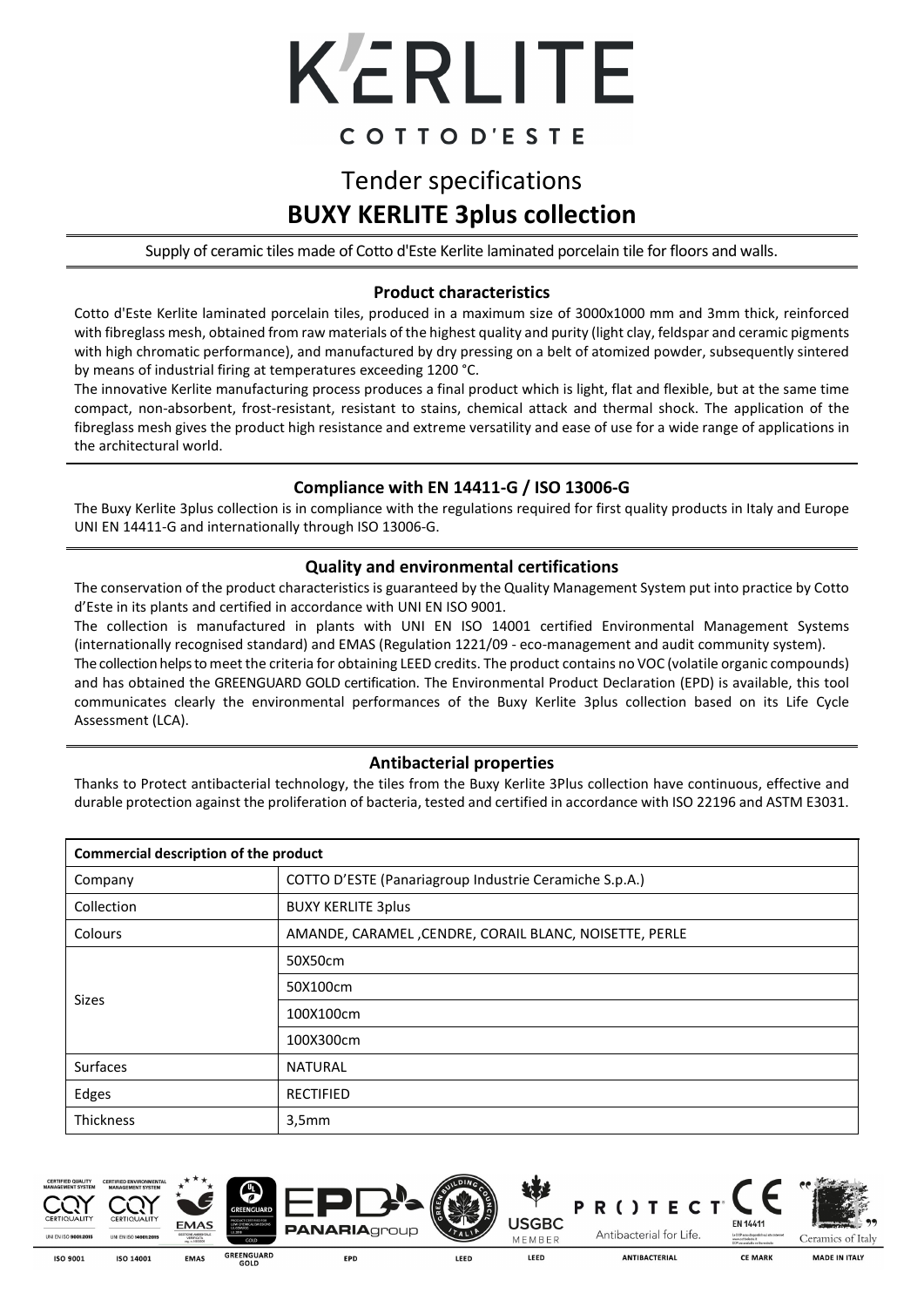# K'ERLITE

COTTO D'ESTE

## Tender specifications

## BUXY KERLITE 3plus collection

Supply of ceramic tiles made of Cotto d'Este Kerlite laminated porcelain tile for floors and walls.

### Product characteristics

Cotto d'Este Kerlite laminated porcelain tiles, produced in a maximum size of 3000x1000 mm and 3mm thick, reinforced with fibreglass mesh, obtained from raw materials of the highest quality and purity (light clay, feldspar and ceramic pigments with high chromatic performance), and manufactured by dry pressing on a belt of atomized powder, subsequently sintered by means of industrial firing at temperatures exceeding 1200 °C.

The innovative Kerlite manufacturing process produces a final product which is light, flat and flexible, but at the same time compact, non-absorbent, frost-resistant, resistant to stains, chemical attack and thermal shock. The application of the fibreglass mesh gives the product high resistance and extreme versatility and ease of use for a wide range of applications in the architectural world.

### Compliance with EN 14411-G / ISO 13006-G

The Buxy Kerlite 3plus collection is in compliance with the regulations required for first quality products in Italy and Europe UNI EN 14411-G and internationally through ISO 13006-G.

### Quality and environmental certifications

The conservation of the product characteristics is guaranteed by the Quality Management System put into practice by Cotto d'Este in its plants and certified in accordance with UNI EN ISO 9001.

The collection is manufactured in plants with UNI EN ISO 14001 certified Environmental Management Systems (internationally recognised standard) and EMAS (Regulation 1221/09 - eco-management and audit community system).

The collection helps to meet the criteria for obtaining LEED credits. The product contains no VOC (volatile organic compounds) and has obtained the GREENGUARD GOLD certification. The Environmental Product Declaration (EPD) is available, this tool communicates clearly the environmental performances of the Buxy Kerlite 3plus collection based on its Life Cycle Assessment (LCA).

### Antibacterial properties

Thanks to Protect antibacterial technology, the tiles from the Buxy Kerlite 3Plus collection have continuous, effective and durable protection against the proliferation of bacteria, tested and certified in accordance with ISO 22196 and ASTM E3031.

| Commercial description of the product | |
|---|---|
| Company | COTTO D'ESTE (Panariagroup Industrie Ceramiche S.p.A.) |
| Collection | BUXY KERLITE 3plus |
| Colours | AMANDE, CARAMEL ,CENDRE, CORAIL BLANC, NOISETTE, PERLE |
| Sizes | 50X50cm |
| | 50X100cm |
| | 100X100cm |
| | 100X300cm |
| Surfaces | NATURAL |
| Edges | RECTIFIED |
| Thickness | 3,5mm |

ISO 9001 | ISO 14001 | EMAS | GREENGUARD GOLD | EPD | LEED | LEED | ANTIBACTERIAL | CE MARK | MADE IN ITALY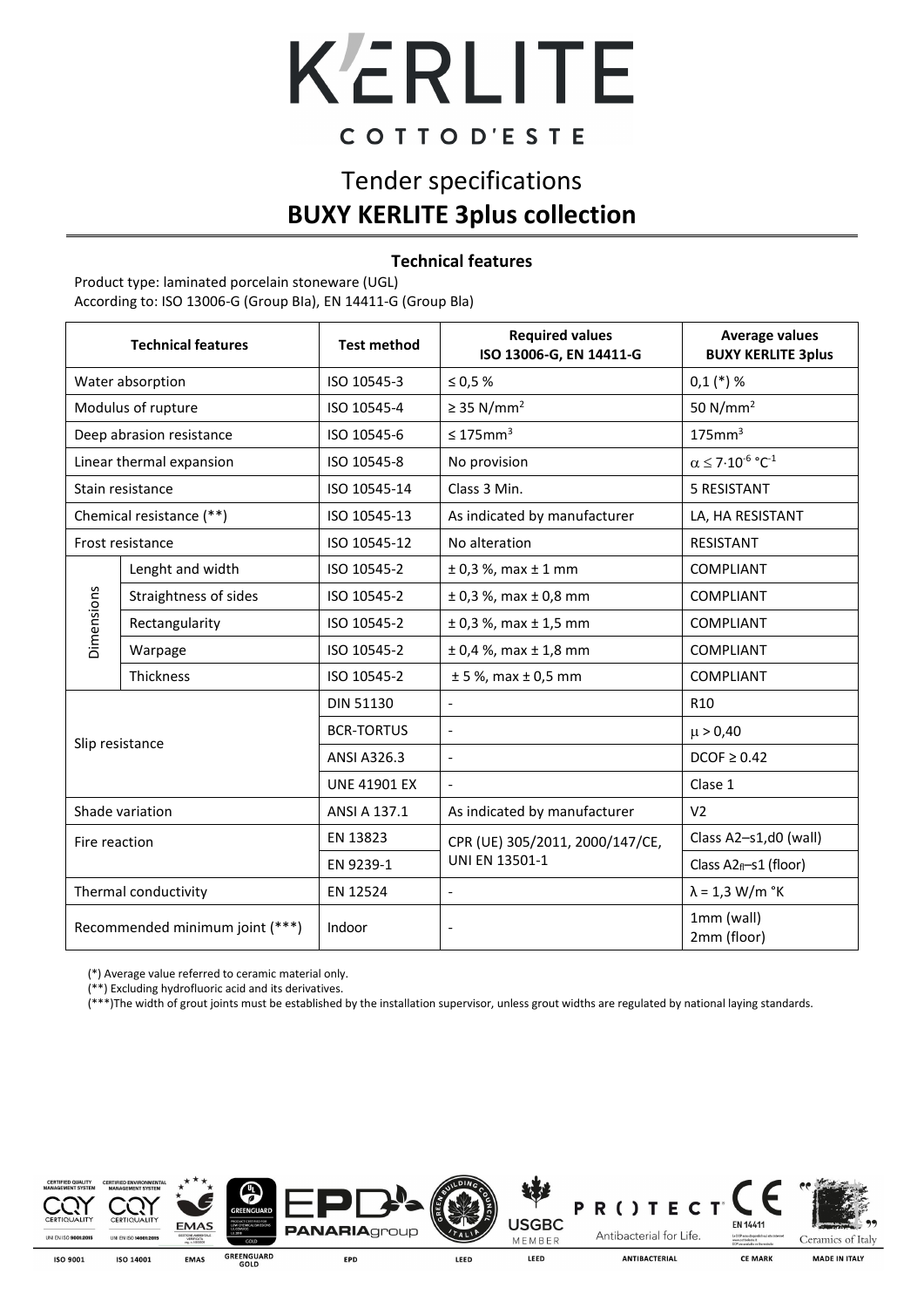# K'ERLITE

COTTO D'ESTE

## Tender specifications

## BUXY KERLITE 3plus collection

### Technical features

Product type: laminated porcelain stoneware (UGL)
According to: ISO 13006-G (Group BIa), EN 14411-G (Group Bla)

| Technical features | | Test method | Required values ISO 13006-G, EN 14411-G | Average values BUXY KERLITE 3plus |
|---|---|---|---|---|
| Water absorption | | ISO 10545-3 | ≤ 0,5 % | 0,1 (*) % |
| Modulus of rupture | | ISO 10545-4 | ≥ 35 N/mm$^2$ | 50 N/mm$^2$ |
| Deep abrasion resistance | | ISO 10545-6 | ≤ 175mm$^3$ | 175mm$^3$ |
| Linear thermal expansion | | ISO 10545-8 | No provision | $\alpha \leq 7{\cdot}10^{-6}$ °C$^{-1}$ |
| Stain resistance | | ISO 10545-14 | Class 3 Min. | 5 RESISTANT |
| Chemical resistance (**) | | ISO 10545-13 | As indicated by manufacturer | LA, HA RESISTANT |
| Frost resistance | | ISO 10545-12 | No alteration | RESISTANT |
| Dimensions | Lenght and width | ISO 10545-2 | ± 0,3 %, max ± 1 mm | COMPLIANT |
| | Straightness of sides | ISO 10545-2 | ± 0,3 %, max ± 0,8 mm | COMPLIANT |
| | Rectangularity | ISO 10545-2 | ± 0,3 %, max ± 1,5 mm | COMPLIANT |
| | Warpage | ISO 10545-2 | ± 0,4 %, max ± 1,8 mm | COMPLIANT |
| | Thickness | ISO 10545-2 | ± 5 %, max ± 0,5 mm | COMPLIANT |
| Slip resistance | | DIN 51130 | - | R10 |
| | | BCR-TORTUS | - | $\mu$ > 0,40 |
| | | ANSI A326.3 | - | DCOF ≥ 0.42 |
| | | UNE 41901 EX | - | Clase 1 |
| Shade variation | | ANSI A 137.1 | As indicated by manufacturer | V2 |
| Fire reaction | | EN 13823 | CPR (UE) 305/2011, 2000/147/CE, UNI EN 13501-1 | Class A2–s1,d0 (wall) |
| | | EN 9239-1 | | Class A2$_{fl}$–s1 (floor) |
| Thermal conductivity | | EN 12524 | - | λ = 1,3 W/m °K |
| Recommended minimum joint (***) | | Indoor | - | 1mm (wall) 2mm (floor) |

(*) Average value referred to ceramic material only.
(**) Excluding hydrofluoric acid and its derivatives.
(***)The width of grout joints must be established by the installation supervisor, unless grout widths are regulated by national laying standards.

ISO 9001 ISO 14001 EMAS GREENGUARD GOLD EPD LEED LEED ANTIBACTERIAL CE MARK MADE IN ITALY